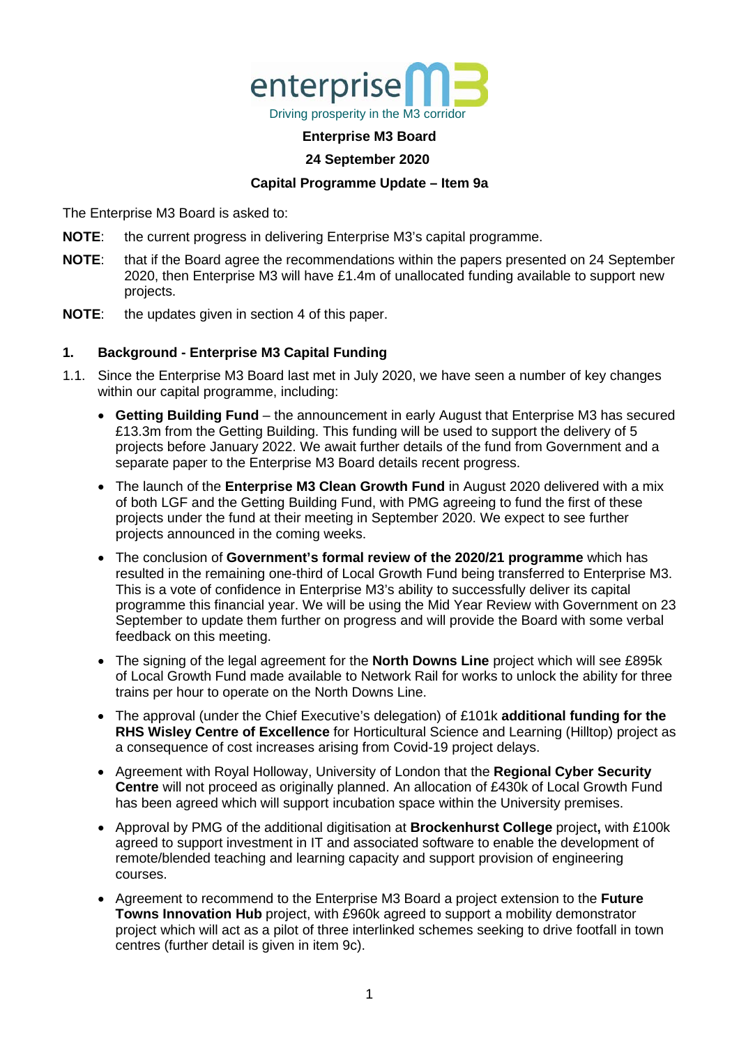enterprise M3

Driving prosperity in the M3 corridor

**Enterprise M3 Board**

**24 September 2020**

**Capital Programme Update – Item 9a**

The Enterprise M3 Board is asked to:

**NOTE**: the current progress in delivering Enterprise M3's capital programme.

**NOTE**: that if the Board agree the recommendations within the papers presented on 24 September 2020, then Enterprise M3 will have £1.4m of unallocated funding available to support new projects.

**NOTE**: the updates given in section 4 of this paper.

## 1. Background - Enterprise M3 Capital Funding

1.1. Since the Enterprise M3 Board last met in July 2020, we have seen a number of key changes within our capital programme, including:

- **Getting Building Fund** – the announcement in early August that Enterprise M3 has secured £13.3m from the Getting Building. This funding will be used to support the delivery of 5 projects before January 2022. We await further details of the fund from Government and a separate paper to the Enterprise M3 Board details recent progress.
- The launch of the **Enterprise M3 Clean Growth Fund** in August 2020 delivered with a mix of both LGF and the Getting Building Fund, with PMG agreeing to fund the first of these projects under the fund at their meeting in September 2020. We expect to see further projects announced in the coming weeks.
- The conclusion of **Government's formal review of the 2020/21 programme** which has resulted in the remaining one-third of Local Growth Fund being transferred to Enterprise M3. This is a vote of confidence in Enterprise M3's ability to successfully deliver its capital programme this financial year. We will be using the Mid Year Review with Government on 23 September to update them further on progress and will provide the Board with some verbal feedback on this meeting.
- The signing of the legal agreement for the **North Downs Line** project which will see £895k of Local Growth Fund made available to Network Rail for works to unlock the ability for three trains per hour to operate on the North Downs Line.
- The approval (under the Chief Executive's delegation) of £101k **additional funding for the RHS Wisley Centre of Excellence** for Horticultural Science and Learning (Hilltop) project as a consequence of cost increases arising from Covid-19 project delays.
- Agreement with Royal Holloway, University of London that the **Regional Cyber Security Centre** will not proceed as originally planned. An allocation of £430k of Local Growth Fund has been agreed which will support incubation space within the University premises.
- Approval by PMG of the additional digitisation at **Brockenhurst College** project**,** with £100k agreed to support investment in IT and associated software to enable the development of remote/blended teaching and learning capacity and support provision of engineering courses.
- Agreement to recommend to the Enterprise M3 Board a project extension to the **Future Towns Innovation Hub** project, with £960k agreed to support a mobility demonstrator project which will act as a pilot of three interlinked schemes seeking to drive footfall in town centres (further detail is given in item 9c).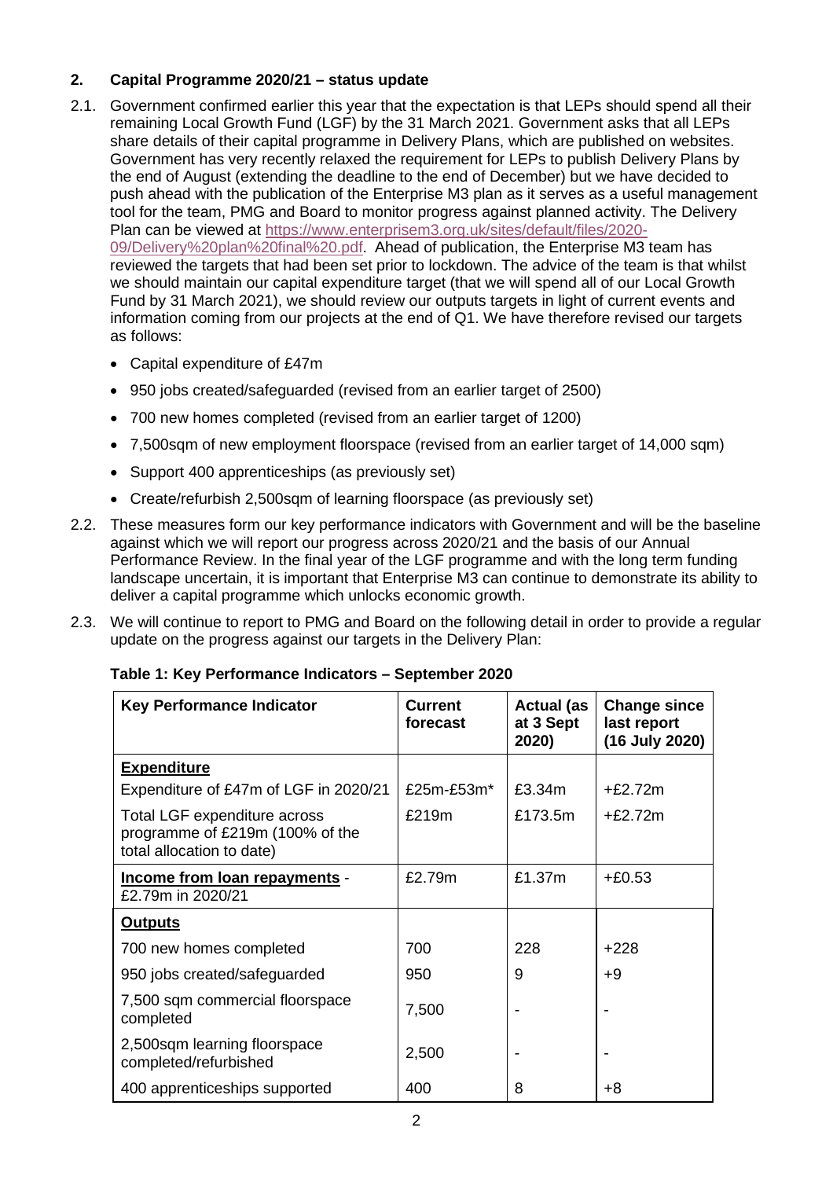## 2. Capital Programme 2020/21 – status update

2.1. Government confirmed earlier this year that the expectation is that LEPs should spend all their remaining Local Growth Fund (LGF) by the 31 March 2021. Government asks that all LEPs share details of their capital programme in Delivery Plans, which are published on websites. Government has very recently relaxed the requirement for LEPs to publish Delivery Plans by the end of August (extending the deadline to the end of December) but we have decided to push ahead with the publication of the Enterprise M3 plan as it serves as a useful management tool for the team, PMG and Board to monitor progress against planned activity. The Delivery Plan can be viewed at [https://www.enterprisem3.org.uk/sites/default/files/2020-09/Delivery%20plan%20final%20.pdf](https://www.enterprisem3.org.uk/sites/default/files/2020-09/Delivery%20plan%20final%20.pdf). Ahead of publication, the Enterprise M3 team has reviewed the targets that had been set prior to lockdown. The advice of the team is that whilst we should maintain our capital expenditure target (that we will spend all of our Local Growth Fund by 31 March 2021), we should review our outputs targets in light of current events and information coming from our projects at the end of Q1. We have therefore revised our targets as follows:

- Capital expenditure of £47m
- 950 jobs created/safeguarded (revised from an earlier target of 2500)
- 700 new homes completed (revised from an earlier target of 1200)
- 7,500sqm of new employment floorspace (revised from an earlier target of 14,000 sqm)
- Support 400 apprenticeships (as previously set)
- Create/refurbish 2,500sqm of learning floorspace (as previously set)

2.2. These measures form our key performance indicators with Government and will be the baseline against which we will report our progress across 2020/21 and the basis of our Annual Performance Review. In the final year of the LGF programme and with the long term funding landscape uncertain, it is important that Enterprise M3 can continue to demonstrate its ability to deliver a capital programme which unlocks economic growth.

2.3. We will continue to report to PMG and Board on the following detail in order to provide a regular update on the progress against our targets in the Delivery Plan:

**Table 1: Key Performance Indicators – September 2020**

| Key Performance Indicator | Current forecast | Actual (as at 3 Sept 2020) | Change since last report (16 July 2020) |
|---|---|---|---|
| **Expenditure** | | | |
| Expenditure of £47m of LGF in 2020/21 | £25m-£53m* | £3.34m | +£2.72m |
| Total LGF expenditure across programme of £219m (100% of the total allocation to date) | £219m | £173.5m | +£2.72m |
| **Income from loan repayments** - £2.79m in 2020/21 | £2.79m | £1.37m | +£0.53 |
| **Outputs** | | | |
| 700 new homes completed | 700 | 228 | +228 |
| 950 jobs created/safeguarded | 950 | 9 | +9 |
| 7,500 sqm commercial floorspace completed | 7,500 | - | - |
| 2,500sqm learning floorspace completed/refurbished | 2,500 | - | - |
| 400 apprenticeships supported | 400 | 8 | +8 |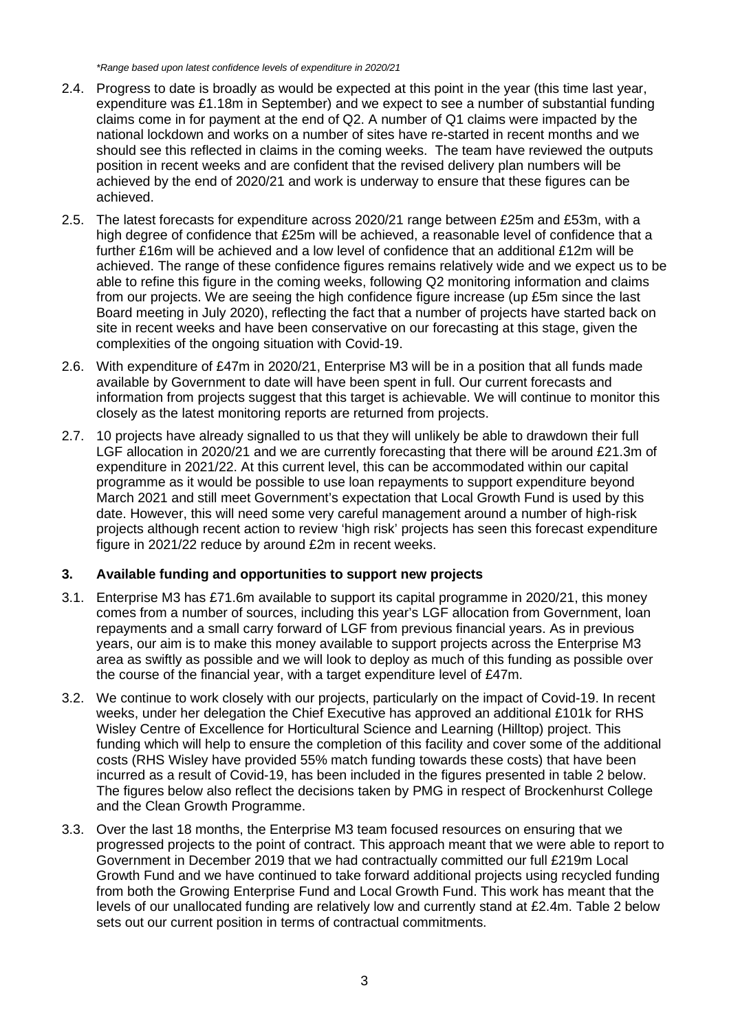*Range based upon latest confidence levels of expenditure in 2020/21

2.4. Progress to date is broadly as would be expected at this point in the year (this time last year, expenditure was £1.18m in September) and we expect to see a number of substantial funding claims come in for payment at the end of Q2. A number of Q1 claims were impacted by the national lockdown and works on a number of sites have re-started in recent months and we should see this reflected in claims in the coming weeks. The team have reviewed the outputs position in recent weeks and are confident that the revised delivery plan numbers will be achieved by the end of 2020/21 and work is underway to ensure that these figures can be achieved.

2.5. The latest forecasts for expenditure across 2020/21 range between £25m and £53m, with a high degree of confidence that £25m will be achieved, a reasonable level of confidence that a further £16m will be achieved and a low level of confidence that an additional £12m will be achieved. The range of these confidence figures remains relatively wide and we expect us to be able to refine this figure in the coming weeks, following Q2 monitoring information and claims from our projects. We are seeing the high confidence figure increase (up £5m since the last Board meeting in July 2020), reflecting the fact that a number of projects have started back on site in recent weeks and have been conservative on our forecasting at this stage, given the complexities of the ongoing situation with Covid-19.

2.6. With expenditure of £47m in 2020/21, Enterprise M3 will be in a position that all funds made available by Government to date will have been spent in full. Our current forecasts and information from projects suggest that this target is achievable. We will continue to monitor this closely as the latest monitoring reports are returned from projects.

2.7. 10 projects have already signalled to us that they will unlikely be able to drawdown their full LGF allocation in 2020/21 and we are currently forecasting that there will be around £21.3m of expenditure in 2021/22. At this current level, this can be accommodated within our capital programme as it would be possible to use loan repayments to support expenditure beyond March 2021 and still meet Government's expectation that Local Growth Fund is used by this date. However, this will need some very careful management around a number of high-risk projects although recent action to review 'high risk' projects has seen this forecast expenditure figure in 2021/22 reduce by around £2m in recent weeks.

## 3. Available funding and opportunities to support new projects

3.1. Enterprise M3 has £71.6m available to support its capital programme in 2020/21, this money comes from a number of sources, including this year's LGF allocation from Government, loan repayments and a small carry forward of LGF from previous financial years. As in previous years, our aim is to make this money available to support projects across the Enterprise M3 area as swiftly as possible and we will look to deploy as much of this funding as possible over the course of the financial year, with a target expenditure level of £47m.

3.2. We continue to work closely with our projects, particularly on the impact of Covid-19. In recent weeks, under her delegation the Chief Executive has approved an additional £101k for RHS Wisley Centre of Excellence for Horticultural Science and Learning (Hilltop) project. This funding which will help to ensure the completion of this facility and cover some of the additional costs (RHS Wisley have provided 55% match funding towards these costs) that have been incurred as a result of Covid-19, has been included in the figures presented in table 2 below. The figures below also reflect the decisions taken by PMG in respect of Brockenhurst College and the Clean Growth Programme.

3.3. Over the last 18 months, the Enterprise M3 team focused resources on ensuring that we progressed projects to the point of contract. This approach meant that we were able to report to Government in December 2019 that we had contractually committed our full £219m Local Growth Fund and we have continued to take forward additional projects using recycled funding from both the Growing Enterprise Fund and Local Growth Fund. This work has meant that the levels of our unallocated funding are relatively low and currently stand at £2.4m. Table 2 below sets out our current position in terms of contractual commitments.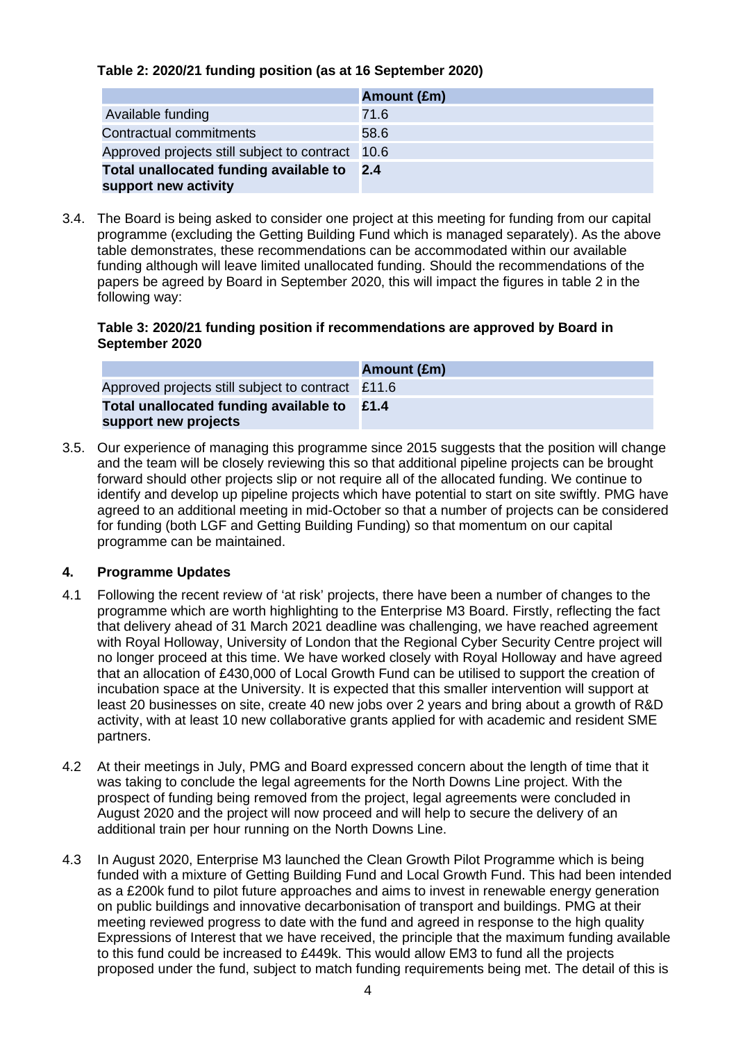**Table 2: 2020/21 funding position (as at 16 September 2020)**

| | Amount (£m) |
|---|---|
| Available funding | 71.6 |
| Contractual commitments | 58.6 |
| Approved projects still subject to contract | 10.6 |
| **Total unallocated funding available to support new activity** | **2.4** |

3.4. The Board is being asked to consider one project at this meeting for funding from our capital programme (excluding the Getting Building Fund which is managed separately). As the above table demonstrates, these recommendations can be accommodated within our available funding although will leave limited unallocated funding. Should the recommendations of the papers be agreed by Board in September 2020, this will impact the figures in table 2 in the following way:

**Table 3: 2020/21 funding position if recommendations are approved by Board in September 2020**

| | Amount (£m) |
|---|---|
| Approved projects still subject to contract | £11.6 |
| **Total unallocated funding available to support new projects** | **£1.4** |

3.5. Our experience of managing this programme since 2015 suggests that the position will change and the team will be closely reviewing this so that additional pipeline projects can be brought forward should other projects slip or not require all of the allocated funding. We continue to identify and develop up pipeline projects which have potential to start on site swiftly. PMG have agreed to an additional meeting in mid-October so that a number of projects can be considered for funding (both LGF and Getting Building Funding) so that momentum on our capital programme can be maintained.

## 4. Programme Updates

4.1 Following the recent review of 'at risk' projects, there have been a number of changes to the programme which are worth highlighting to the Enterprise M3 Board. Firstly, reflecting the fact that delivery ahead of 31 March 2021 deadline was challenging, we have reached agreement with Royal Holloway, University of London that the Regional Cyber Security Centre project will no longer proceed at this time. We have worked closely with Royal Holloway and have agreed that an allocation of £430,000 of Local Growth Fund can be utilised to support the creation of incubation space at the University. It is expected that this smaller intervention will support at least 20 businesses on site, create 40 new jobs over 2 years and bring about a growth of R&D activity, with at least 10 new collaborative grants applied for with academic and resident SME partners.

4.2 At their meetings in July, PMG and Board expressed concern about the length of time that it was taking to conclude the legal agreements for the North Downs Line project. With the prospect of funding being removed from the project, legal agreements were concluded in August 2020 and the project will now proceed and will help to secure the delivery of an additional train per hour running on the North Downs Line.

4.3 In August 2020, Enterprise M3 launched the Clean Growth Pilot Programme which is being funded with a mixture of Getting Building Fund and Local Growth Fund. This had been intended as a £200k fund to pilot future approaches and aims to invest in renewable energy generation on public buildings and innovative decarbonisation of transport and buildings. PMG at their meeting reviewed progress to date with the fund and agreed in response to the high quality Expressions of Interest that we have received, the principle that the maximum funding available to this fund could be increased to £449k. This would allow EM3 to fund all the projects proposed under the fund, subject to match funding requirements being met. The detail of this is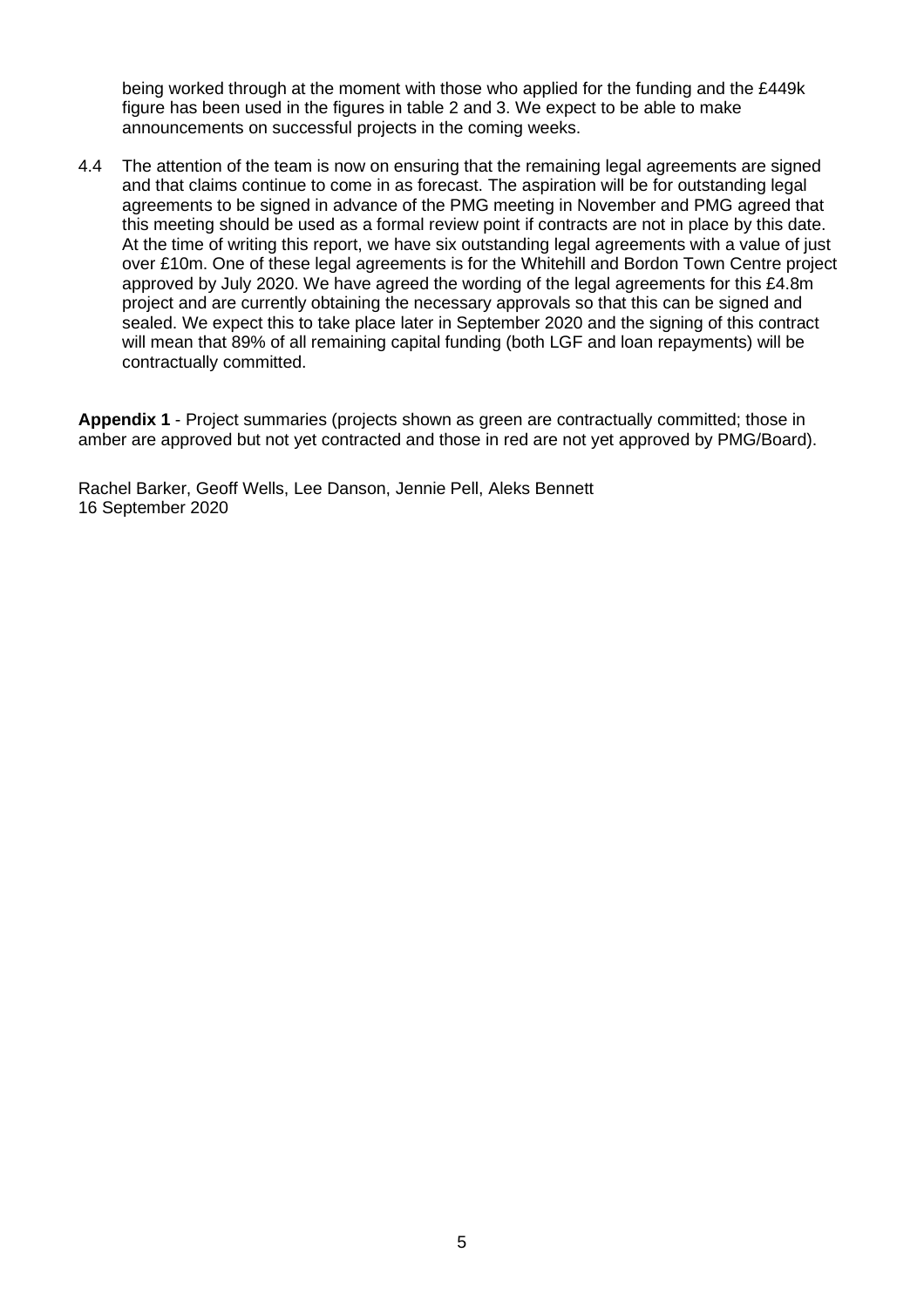being worked through at the moment with those who applied for the funding and the £449k figure has been used in the figures in table 2 and 3. We expect to be able to make announcements on successful projects in the coming weeks.

4.4 The attention of the team is now on ensuring that the remaining legal agreements are signed and that claims continue to come in as forecast. The aspiration will be for outstanding legal agreements to be signed in advance of the PMG meeting in November and PMG agreed that this meeting should be used as a formal review point if contracts are not in place by this date. At the time of writing this report, we have six outstanding legal agreements with a value of just over £10m. One of these legal agreements is for the Whitehill and Bordon Town Centre project approved by July 2020. We have agreed the wording of the legal agreements for this £4.8m project and are currently obtaining the necessary approvals so that this can be signed and sealed. We expect this to take place later in September 2020 and the signing of this contract will mean that 89% of all remaining capital funding (both LGF and loan repayments) will be contractually committed.

**Appendix 1** - Project summaries (projects shown as green are contractually committed; those in amber are approved but not yet contracted and those in red are not yet approved by PMG/Board).

Rachel Barker, Geoff Wells, Lee Danson, Jennie Pell, Aleks Bennett
16 September 2020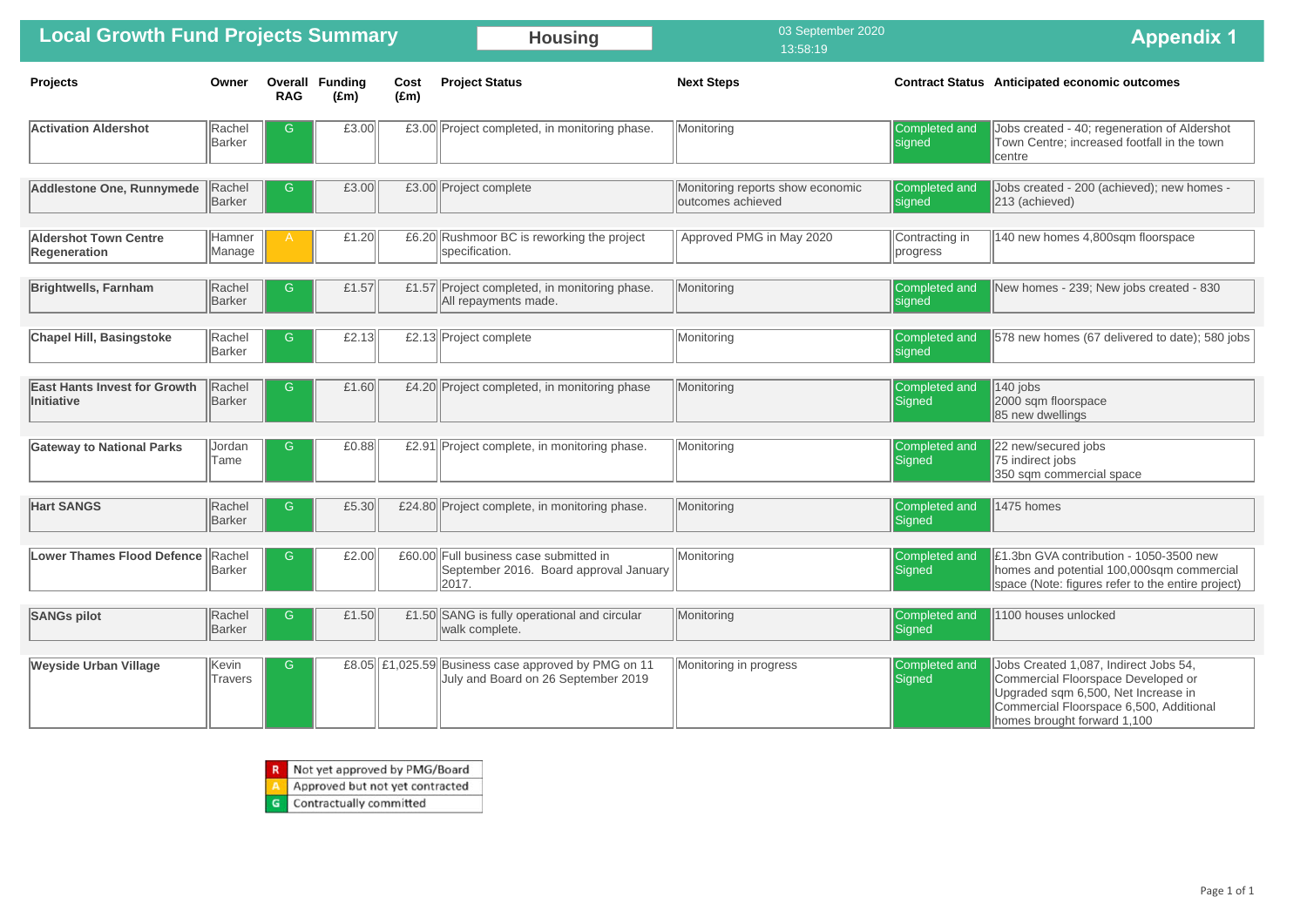# Local Growth Fund Projects Summary

**Housing**

03 September 2020
13:58:19

**Appendix 1**

| Projects | Owner | Overall RAG | Funding (£m) | Cost (£m) | Project Status | Next Steps | Contract Status | Anticipated economic outcomes |
|---|---|---|---|---|---|---|---|---|
| **Activation Aldershot** | Rachel Barker | G | £3.00 | £3.00 | Project completed, in monitoring phase. | Monitoring | Completed and signed | Jobs created - 40; regeneration of Aldershot Town Centre; increased footfall in the town centre |
| **Addlestone One, Runnymede** | Rachel Barker | G | £3.00 | £3.00 | Project complete | Monitoring reports show economic outcomes achieved | Completed and signed | Jobs created - 200 (achieved); new homes - 213 (achieved) |
| **Aldershot Town Centre Regeneration** | Hamner Manage | A | £1.20 | £6.20 | Rushmoor BC is reworking the project specification. | Approved PMG in May 2020 | Contracting in progress | 140 new homes 4,800sqm floorspace |
| **Brightwells, Farnham** | Rachel Barker | G | £1.57 | £1.57 | Project completed, in monitoring phase. All repayments made. | Monitoring | Completed and signed | New homes - 239; New jobs created - 830 |
| **Chapel Hill, Basingstoke** | Rachel Barker | G | £2.13 | £2.13 | Project complete | Monitoring | Completed and signed | 578 new homes (67 delivered to date); 580 jobs |
| **East Hants Invest for Growth Initiative** | Rachel Barker | G | £1.60 | £4.20 | Project completed, in monitoring phase | Monitoring | Completed and Signed | 140 jobs<br>2000 sqm floorspace<br>85 new dwellings |
| **Gateway to National Parks** | Jordan Tame | G | £0.88 | £2.91 | Project complete, in monitoring phase. | Monitoring | Completed and Signed | 22 new/secured jobs<br>75 indirect jobs<br>350 sqm commercial space |
| **Hart SANGS** | Rachel Barker | G | £5.30 | £24.80 | Project complete, in monitoring phase. | Monitoring | Completed and Signed | 1475 homes |
| **Lower Thames Flood Defence** | Rachel Barker | G | £2.00 | £60.00 | Full business case submitted in September 2016. Board approval January 2017. | Monitoring | Completed and Signed | £1.3bn GVA contribution - 1050-3500 new homes and potential 100,000sqm commercial space (Note: figures refer to the entire project) |
| **SANGs pilot** | Rachel Barker | G | £1.50 | £1.50 | SANG is fully operational and circular walk complete. | Monitoring | Completed and Signed | 1100 houses unlocked |
| **Weyside Urban Village** | Kevin Travers | G | £8.05 | £1,025.59 | Business case approved by PMG on 11 July and Board on 26 September 2019 | Monitoring in progress | Completed and Signed | Jobs Created 1,087, Indirect Jobs 54, Commercial Floorspace Developed or Upgraded sqm 6,500, Net Increase in Commercial Floorspace 6,500, Additional homes brought forward 1,100 |

| | |
|---|---|
| R | Not yet approved by PMG/Board |
| A | Approved but not yet contracted |
| G | Contractually committed |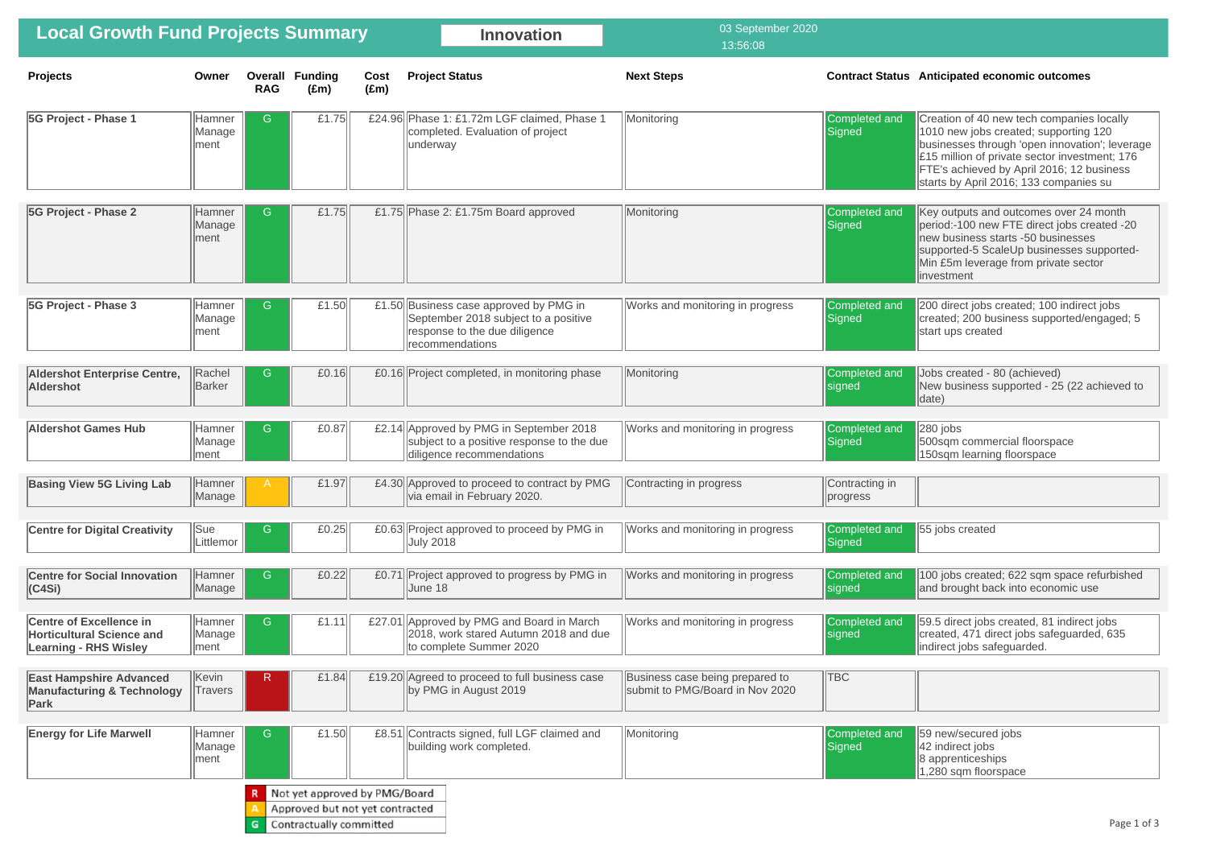# Local Growth Fund Projects Summary

**Innovation**

03 September 2020
13:56:08

| Projects | Owner | Overall RAG | Funding (£m) | Cost (£m) | Project Status | Next Steps | Contract Status | Anticipated economic outcomes |
|---|---|---|---|---|---|---|---|---|
| **5G Project - Phase 1** | Hamner Management | G | £1.75 | £24.96 | Phase 1: £1.72m LGF claimed, Phase 1 completed. Evaluation of project underway | Monitoring | Completed and Signed | Creation of 40 new tech companies locally 1010 new jobs created; supporting 120 businesses through 'open innovation'; leverage £15 million of private sector investment; 176 FTE's achieved by April 2016; 12 business starts by April 2016; 133 companies su |
| **5G Project - Phase 2** | Hamner Management | G | £1.75 | £1.75 | Phase 2: £1.75m Board approved | Monitoring | Completed and Signed | Key outputs and outcomes over 24 month period:-100 new FTE direct jobs created -20 new business starts -50 businesses supported-5 ScaleUp businesses supported-Min £5m leverage from private sector investment |
| **5G Project - Phase 3** | Hamner Management | G | £1.50 | £1.50 | Business case approved by PMG in September 2018 subject to a positive response to the due diligence recommendations | Works and monitoring in progress | Completed and Signed | 200 direct jobs created; 100 indirect jobs created; 200 business supported/engaged; 5 start ups created |
| **Aldershot Enterprise Centre, Aldershot** | Rachel Barker | G | £0.16 | £0.16 | Project completed, in monitoring phase | Monitoring | Completed and signed | Jobs created - 80 (achieved) New business supported - 25 (22 achieved to date) |
| **Aldershot Games Hub** | Hamner Management | G | £0.87 | £2.14 | Approved by PMG in September 2018 subject to a positive response to the due diligence recommendations | Works and monitoring in progress | Completed and Signed | 280 jobs 500sqm commercial floorspace 150sqm learning floorspace |
| **Basing View 5G Living Lab** | Hamner Manage | A | £1.97 | £4.30 | Approved to proceed to contract by PMG via email in February 2020. | Contracting in progress | Contracting in progress | |
| **Centre for Digital Creativity** | Sue Littlemor | G | £0.25 | £0.63 | Project approved to proceed by PMG in July 2018 | Works and monitoring in progress | Completed and Signed | 55 jobs created |
| **Centre for Social Innovation (C4Si)** | Hamner Manage | G | £0.22 | £0.71 | Project approved to progress by PMG in June 18 | Works and monitoring in progress | Completed and signed | 100 jobs created; 622 sqm space refurbished and brought back into economic use |
| **Centre of Excellence in Horticultural Science and Learning - RHS Wisley** | Hamner Management | G | £1.11 | £27.01 | Approved by PMG and Board in March 2018, work stared Autumn 2018 and due to complete Summer 2020 | Works and monitoring in progress | Completed and signed | 59.5 direct jobs created, 81 indirect jobs created, 471 direct jobs safeguarded, 635 indirect jobs safeguarded. |
| **East Hampshire Advanced Manufacturing & Technology Park** | Kevin Travers | R | £1.84 | £19.20 | Agreed to proceed to full business case by PMG in August 2019 | Business case being prepared to submit to PMG/Board in Nov 2020 | TBC | |
| **Energy for Life Marwell** | Hamner Management | G | £1.50 | £8.51 | Contracts signed, full LGF claimed and building work completed. | Monitoring | Completed and Signed | 59 new/secured jobs 42 indirect jobs 8 apprenticeships 1,280 sqm floorspace |

| | |
|---|---|
| R | Not yet approved by PMG/Board |
| A | Approved but not yet contracted |
| G | Contractually committed |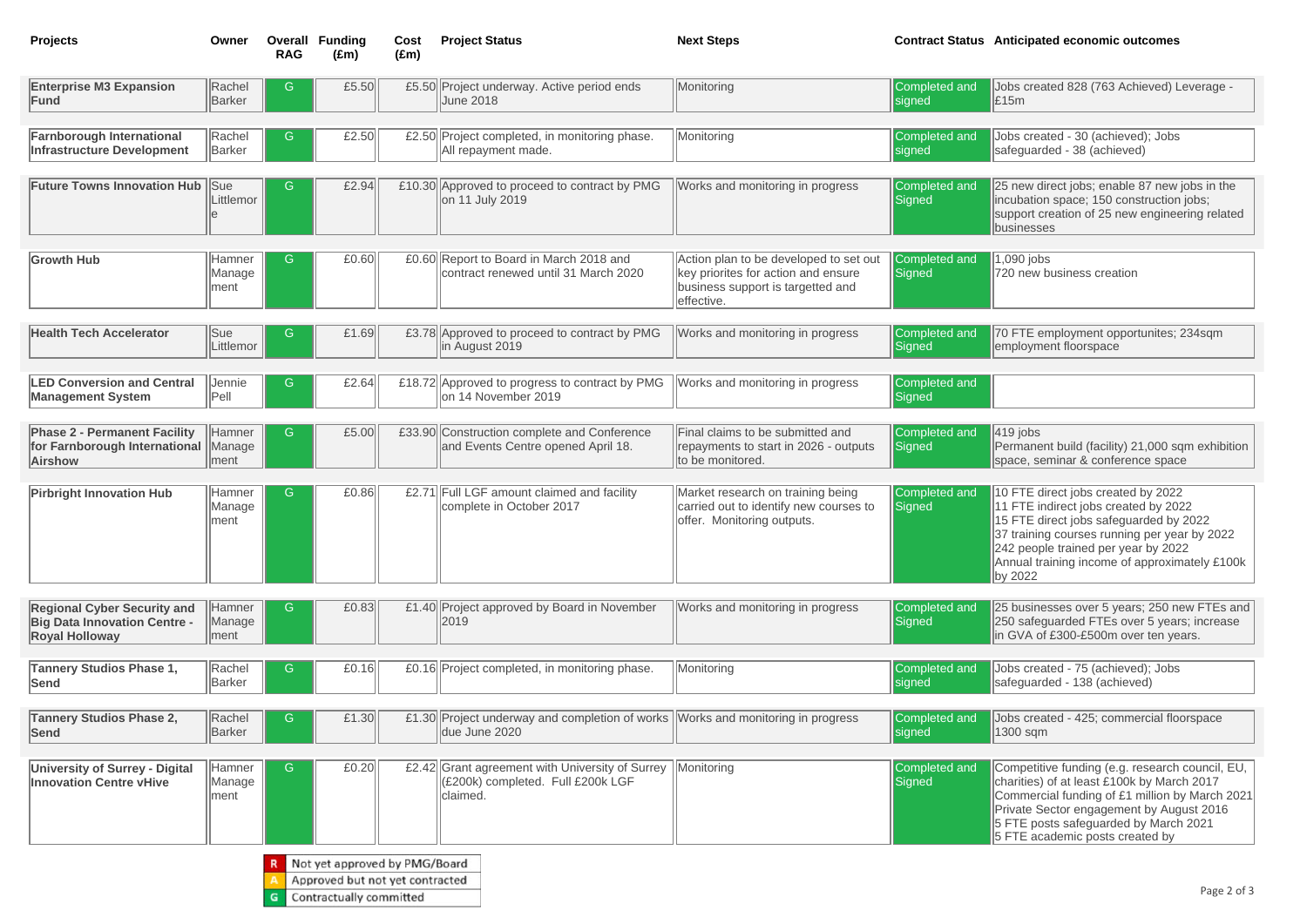| Projects | Owner | Overall RAG | Funding (£m) | Cost (£m) | Project Status | Next Steps | Contract Status | Anticipated economic outcomes |
|---|---|---|---|---|---|---|---|---|
| **Enterprise M3 Expansion Fund** | Rachel Barker | G | £5.50 | £5.50 | Project underway. Active period ends June 2018 | Monitoring | Completed and signed | Jobs created 828 (763 Achieved) Leverage - £15m |
| **Farnborough International Infrastructure Development** | Rachel Barker | G | £2.50 | £2.50 | Project completed, in monitoring phase. All repayment made. | Monitoring | Completed and signed | Jobs created - 30 (achieved); Jobs safeguarded - 38 (achieved) |
| **Future Towns Innovation Hub** | Sue Littlemore | G | £2.94 | £10.30 | Approved to proceed to contract by PMG on 11 July 2019 | Works and monitoring in progress | Completed and Signed | 25 new direct jobs; enable 87 new jobs in the incubation space; 150 construction jobs; support creation of 25 new engineering related businesses |
| **Growth Hub** | Hamner Management | G | £0.60 | £0.60 | Report to Board in March 2018 and contract renewed until 31 March 2020 | Action plan to be developed to set out key priorites for action and ensure business support is targetted and effective. | Completed and Signed | 1,090 jobs<br>720 new business creation |
| **Health Tech Accelerator** | Sue Littlemore | G | £1.69 | £3.78 | Approved to proceed to contract by PMG in August 2019 | Works and monitoring in progress | Completed and Signed | 70 FTE employment opportunites; 234sqm employment floorspace |
| **LED Conversion and Central Management System** | Jennie Pell | G | £2.64 | £18.72 | Approved to progress to contract by PMG on 14 November 2019 | Works and monitoring in progress | Completed and Signed | |
| **Phase 2 - Permanent Facility for Farnborough International Airshow** | Hamner Management | G | £5.00 | £33.90 | Construction complete and Conference and Events Centre opened April 18. | Final claims to be submitted and repayments to start in 2026 - outputs to be monitored. | Completed and Signed | 419 jobs<br>Permanent build (facility) 21,000 sqm exhibition space, seminar & conference space |
| **Pirbright Innovation Hub** | Hamner Management | G | £0.86 | £2.71 | Full LGF amount claimed and facility complete in October 2017 | Market research on training being carried out to identify new courses to offer. Monitoring outputs. | Completed and Signed | 10 FTE direct jobs created by 2022<br>11 FTE indirect jobs created by 2022<br>15 FTE direct jobs safeguarded by 2022<br>37 training courses running per year by 2022<br>242 people trained per year by 2022<br>Annual training income of approximately £100k by 2022 |
| **Regional Cyber Security and Big Data Innovation Centre - Royal Holloway** | Hamner Management | G | £0.83 | £1.40 | Project approved by Board in November 2019 | Works and monitoring in progress | Completed and Signed | 25 businesses over 5 years; 250 new FTEs and 250 safeguarded FTEs over 5 years; increase in GVA of £300-£500m over ten years. |
| **Tannery Studios Phase 1, Send** | Rachel Barker | G | £0.16 | £0.16 | Project completed, in monitoring phase. | Monitoring | Completed and signed | Jobs created - 75 (achieved); Jobs safeguarded - 138 (achieved) |
| **Tannery Studios Phase 2, Send** | Rachel Barker | G | £1.30 | £1.30 | Project underway and completion of works due June 2020 | Works and monitoring in progress | Completed and signed | Jobs created - 425; commercial floorspace 1300 sqm |
| **University of Surrey - Digital Innovation Centre vHive** | Hamner Management | G | £0.20 | £2.42 | Grant agreement with University of Surrey (£200k) completed. Full £200k LGF claimed. | Monitoring | Completed and Signed | Competitive funding (e.g. research council, EU, charities) of at least £100k by March 2017<br>Commercial funding of £1 million by March 2021<br>Private Sector engagement by August 2016<br>5 FTE posts safeguarded by March 2021<br>5 FTE academic posts created by |

| | |
|---|---|
| R | Not yet approved by PMG/Board |
| A | Approved but not yet contracted |
| G | Contractually committed |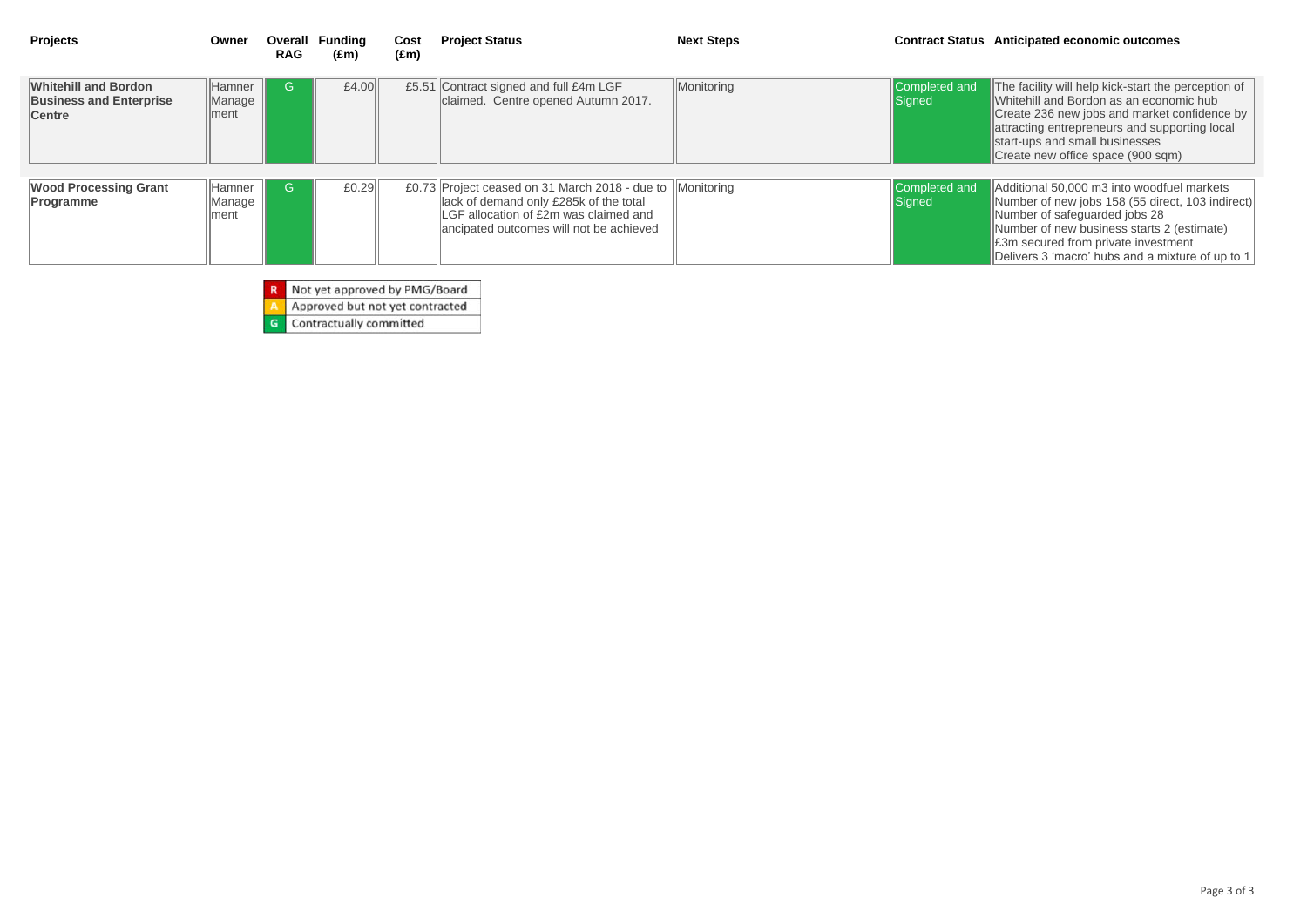| Projects | Owner | Overall RAG | Funding (£m) | Cost (£m) | Project Status | Next Steps | Contract Status | Anticipated economic outcomes |
|---|---|---|---|---|---|---|---|---|
| **Whitehill and Bordon Business and Enterprise Centre** | Hamner Management | G | £4.00 | £5.51 | Contract signed and full £4m LGF claimed. Centre opened Autumn 2017. | Monitoring | Completed and Signed | The facility will help kick-start the perception of Whitehill and Bordon as an economic hub<br>Create 236 new jobs and market confidence by attracting entrepreneurs and supporting local start-ups and small businesses<br>Create new office space (900 sqm) |
| **Wood Processing Grant Programme** | Hamner Management | G | £0.29 | £0.73 | Project ceased on 31 March 2018 - due to lack of demand only £285k of the total LGF allocation of £2m was claimed and ancipated outcomes will not be achieved | Monitoring | Completed and Signed | Additional 50,000 m3 into woodfuel markets<br>Number of new jobs 158 (55 direct, 103 indirect)<br>Number of safeguarded jobs 28<br>Number of new business starts 2 (estimate)<br>£3m secured from private investment<br>Delivers 3 'macro' hubs and a mixture of up to 1 |

| | |
|---|---|
| R | Not yet approved by PMG/Board |
| A | Approved but not yet contracted |
| G | Contractually committed |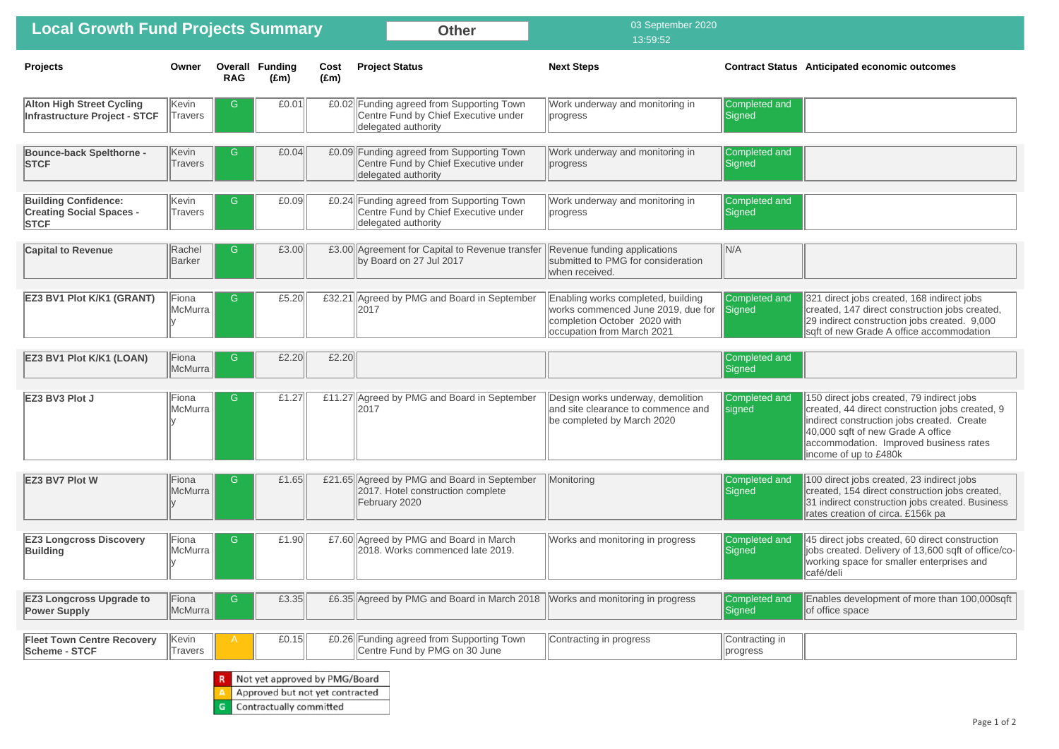# Local Growth Fund Projects Summary

**Other**

03 September 2020
13:59:52

| Projects | Owner | Overall RAG | Funding (£m) | Cost (£m) | Project Status | Next Steps | Contract Status | Anticipated economic outcomes |
|---|---|---|---|---|---|---|---|---|
| **Alton High Street Cycling Infrastructure Project - STCF** | Kevin Travers | G | £0.01 | £0.02 | Funding agreed from Supporting Town Centre Fund by Chief Executive under delegated authority | Work underway and monitoring in progress | Completed and Signed | |
| **Bounce-back Spelthorne - STCF** | Kevin Travers | G | £0.04 | £0.09 | Funding agreed from Supporting Town Centre Fund by Chief Executive under delegated authority | Work underway and monitoring in progress | Completed and Signed | |
| **Building Confidence: Creating Social Spaces - STCF** | Kevin Travers | G | £0.09 | £0.24 | Funding agreed from Supporting Town Centre Fund by Chief Executive under delegated authority | Work underway and monitoring in progress | Completed and Signed | |
| **Capital to Revenue** | Rachel Barker | G | £3.00 | £3.00 | Agreement for Capital to Revenue transfer by Board on 27 Jul 2017 | Revenue funding applications submitted to PMG for consideration when received. | N/A | |
| **EZ3 BV1 Plot K/K1 (GRANT)** | Fiona McMurray | G | £5.20 | £32.21 | Agreed by PMG and Board in September 2017 | Enabling works completed, building works commenced June 2019, due for completion October 2020 with occupation from March 2021 | Completed and Signed | 321 direct jobs created, 168 indirect jobs created, 147 direct construction jobs created, 29 indirect construction jobs created. 9,000 sqft of new Grade A office accommodation |
| **EZ3 BV1 Plot K/K1 (LOAN)** | Fiona McMurray | G | £2.20 | £2.20 | | | Completed and Signed | |
| **EZ3 BV3 Plot J** | Fiona McMurray | G | £1.27 | £11.27 | Agreed by PMG and Board in September 2017 | Design works underway, demolition and site clearance to commence and be completed by March 2020 | Completed and signed | 150 direct jobs created, 79 indirect jobs created, 44 direct construction jobs created, 9 indirect construction jobs created. Create 40,000 sqft of new Grade A office accommodation. Improved business rates income of up to £480k |
| **EZ3 BV7 Plot W** | Fiona McMurray | G | £1.65 | £21.65 | Agreed by PMG and Board in September 2017. Hotel construction complete February 2020 | Monitoring | Completed and Signed | 100 direct jobs created, 23 indirect jobs created, 154 direct construction jobs created, 31 indirect construction jobs created. Business rates creation of circa. £156k pa |
| **EZ3 Longcross Discovery Building** | Fiona McMurray | G | £1.90 | £7.60 | Agreed by PMG and Board in March 2018. Works commenced late 2019. | Works and monitoring in progress | Completed and Signed | 45 direct jobs created, 60 direct construction jobs created. Delivery of 13,600 sqft of office/co-working space for smaller enterprises and café/deli |
| **EZ3 Longcross Upgrade to Power Supply** | Fiona McMurray | G | £3.35 | £6.35 | Agreed by PMG and Board in March 2018 | Works and monitoring in progress | Completed and Signed | Enables development of more than 100,000sqft of office space |
| **Fleet Town Centre Recovery Scheme - STCF** | Kevin Travers | A | £0.15 | £0.26 | Funding agreed from Supporting Town Centre Fund by PMG on 30 June | Contracting in progress | Contracting in progress | |

| | |
|---|---|
| R | Not yet approved by PMG/Board |
| A | Approved but not yet contracted |
| G | Contractually committed |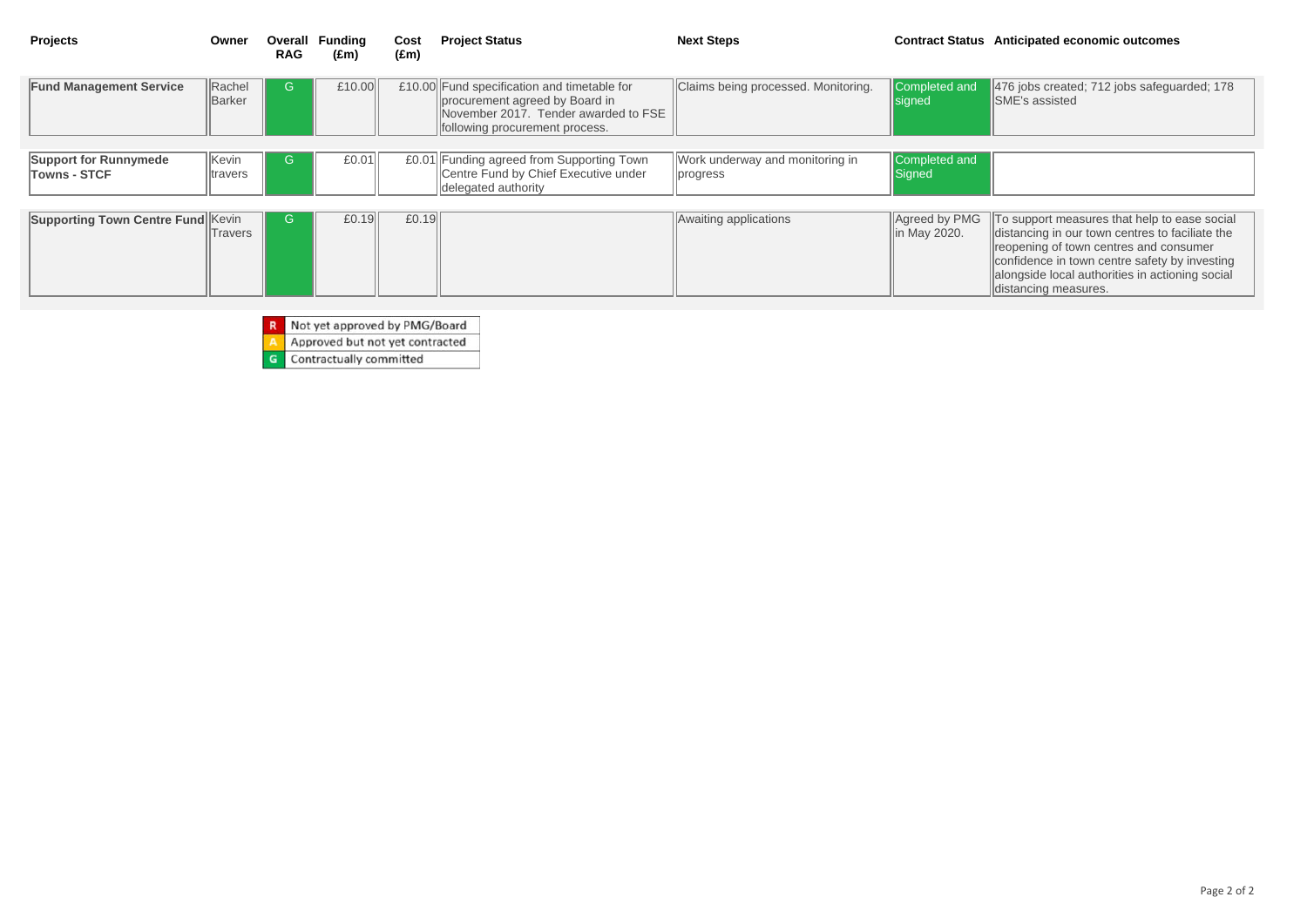| Projects | Owner | Overall RAG | Funding (£m) | Cost (£m) | Project Status | Next Steps | Contract Status | Anticipated economic outcomes |
|---|---|---|---|---|---|---|---|---|
| **Fund Management Service** | Rachel Barker | G | £10.00 | £10.00 | Fund specification and timetable for procurement agreed by Board in November 2017. Tender awarded to FSE following procurement process. | Claims being processed. Monitoring. | Completed and signed | 476 jobs created; 712 jobs safeguarded; 178 SME's assisted |
| **Support for Runnymede Towns - STCF** | Kevin travers | G | £0.01 | £0.01 | Funding agreed from Supporting Town Centre Fund by Chief Executive under delegated authority | Work underway and monitoring in progress | Completed and Signed | |
| **Supporting Town Centre Fund** | Kevin Travers | G | £0.19 | £0.19 | | Awaiting applications | Agreed by PMG in May 2020. | To support measures that help to ease social distancing in our town centres to faciliate the reopening of town centres and consumer confidence in town centre safety by investing alongside local authorities in actioning social distancing measures. |

| | |
|---|---|
| R | Not yet approved by PMG/Board |
| A | Approved but not yet contracted |
| G | Contractually committed |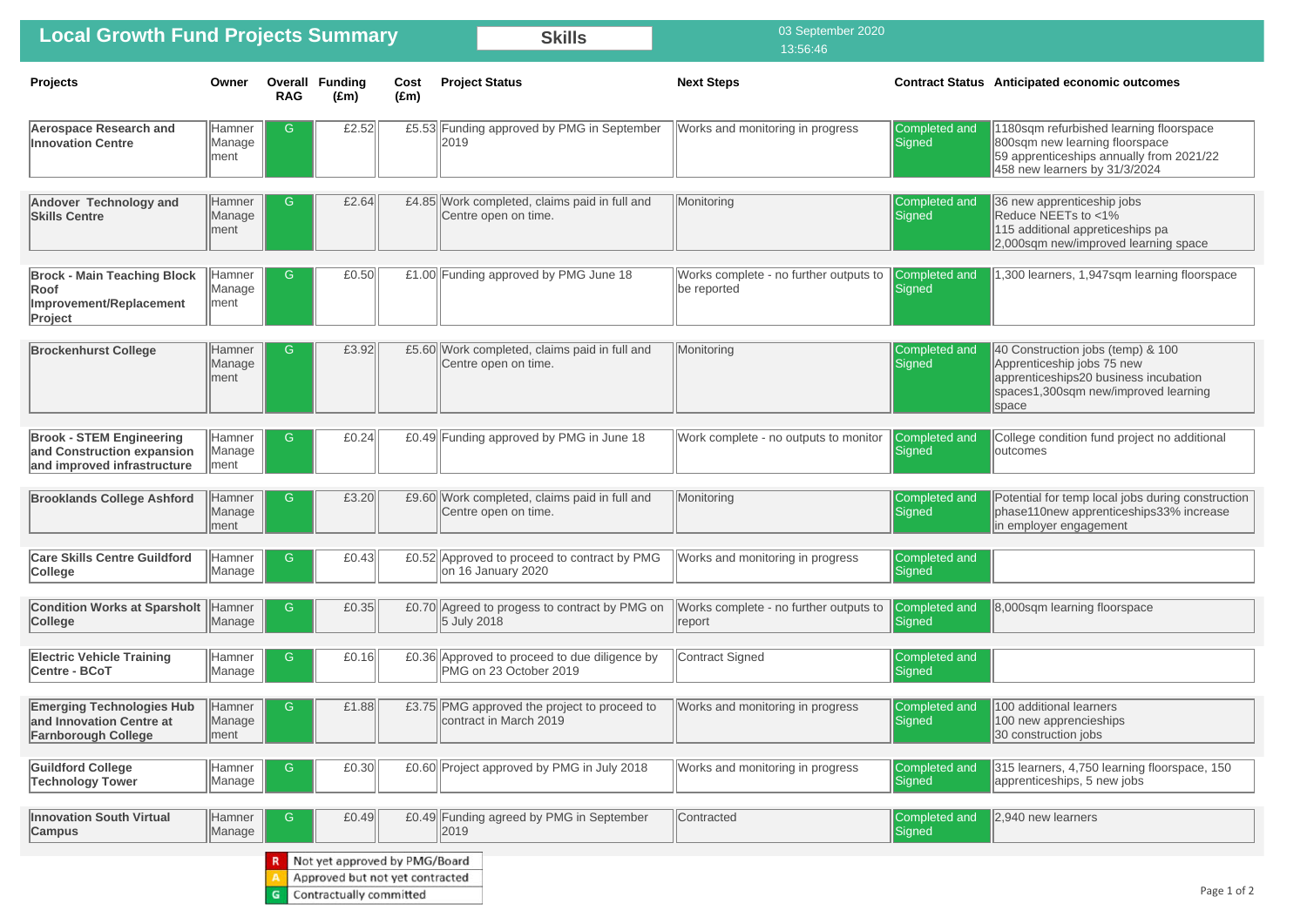# Local Growth Fund Projects Summary

**Skills**

03 September 2020
13:56:46

| Projects | Owner | Overall RAG | Funding (£m) | Cost (£m) | Project Status | Next Steps | Contract Status | Anticipated economic outcomes |
|---|---|---|---|---|---|---|---|---|
| **Aerospace Research and Innovation Centre** | Hamner Management | G | £2.52 | £5.53 | Funding approved by PMG in September 2019 | Works and monitoring in progress | Completed and Signed | 1180sqm refurbished learning floorspace<br>800sqm new learning floorspace<br>59 apprenticeships annually from 2021/22<br>458 new learners by 31/3/2024 |
| **Andover Technology and Skills Centre** | Hamner Management | G | £2.64 | £4.85 | Work completed, claims paid in full and Centre open on time. | Monitoring | Completed and Signed | 36 new apprenticeship jobs<br>Reduce NEETs to <1%<br>115 additional appreticeships pa<br>2,000sqm new/improved learning space |
| **Brock - Main Teaching Block Roof Improvement/Replacement Project** | Hamner Management | G | £0.50 | £1.00 | Funding approved by PMG June 18 | Works complete - no further outputs to be reported | Completed and Signed | 1,300 learners, 1,947sqm learning floorspace |
| **Brockenhurst College** | Hamner Management | G | £3.92 | £5.60 | Work completed, claims paid in full and Centre open on time. | Monitoring | Completed and Signed | 40 Construction jobs (temp) & 100 Apprenticeship jobs 75 new apprenticeships20 business incubation spaces1,300sqm new/improved learning space |
| **Brook - STEM Engineering and Construction expansion and improved infrastructure** | Hamner Management | G | £0.24 | £0.49 | Funding approved by PMG in June 18 | Work complete - no outputs to monitor | Completed and Signed | College condition fund project no additional outcomes |
| **Brooklands College Ashford** | Hamner Management | G | £3.20 | £9.60 | Work completed, claims paid in full and Centre open on time. | Monitoring | Completed and Signed | Potential for temp local jobs during construction phase110new apprenticeships33% increase in employer engagement |
| **Care Skills Centre Guildford College** | Hamner Manage | G | £0.43 | £0.52 | Approved to proceed to contract by PMG on 16 January 2020 | Works and monitoring in progress | Completed and Signed | |
| **Condition Works at Sparsholt College** | Hamner Manage | G | £0.35 | £0.70 | Agreed to progess to contract by PMG on 5 July 2018 | Works complete - no further outputs to report | Completed and Signed | 8,000sqm learning floorspace |
| **Electric Vehicle Training Centre - BCoT** | Hamner Manage | G | £0.16 | £0.36 | Approved to proceed to due diligence by PMG on 23 October 2019 | Contract Signed | Completed and Signed | |
| **Emerging Technologies Hub and Innovation Centre at Farnborough College** | Hamner Management | G | £1.88 | £3.75 | PMG approved the project to proceed to contract in March 2019 | Works and monitoring in progress | Completed and Signed | 100 additional learners<br>100 new apprencieships<br>30 construction jobs |
| **Guildford College Technology Tower** | Hamner Manage | G | £0.30 | £0.60 | Project approved by PMG in July 2018 | Works and monitoring in progress | Completed and Signed | 315 learners, 4,750 learning floorspace, 150 apprenticeships, 5 new jobs |
| **Innovation South Virtual Campus** | Hamner Manage | G | £0.49 | £0.49 | Funding agreed by PMG in September 2019 | Contracted | Completed and Signed | 2,940 new learners |

| | |
|---|---|
| R | Not yet approved by PMG/Board |
| A | Approved but not yet contracted |
| G | Contractually committed |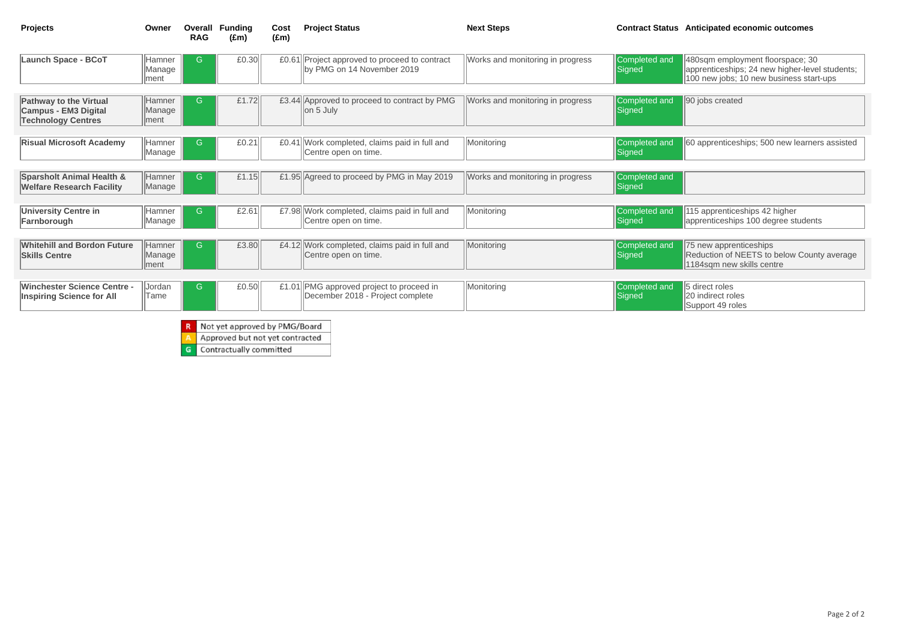| Projects | Owner | Overall RAG | Funding (£m) | Cost (£m) | Project Status | Next Steps | Contract Status | Anticipated economic outcomes |
|---|---|---|---|---|---|---|---|---|
| **Launch Space - BCoT** | Hamner Management | G | £0.30 | £0.61 | Project approved to proceed to contract by PMG on 14 November 2019 | Works and monitoring in progress | Completed and Signed | 480sqm employment floorspace; 30 apprenticeships; 24 new higher-level students; 100 new jobs; 10 new business start-ups |
| **Pathway to the Virtual Campus - EM3 Digital Technology Centres** | Hamner Management | G | £1.72 | £3.44 | Approved to proceed to contract by PMG on 5 July | Works and monitoring in progress | Completed and Signed | 90 jobs created |
| **Risual Microsoft Academy** | Hamner Manage | G | £0.21 | £0.41 | Work completed, claims paid in full and Centre open on time. | Monitoring | Completed and Signed | 60 apprenticeships; 500 new learners assisted |
| **Sparsholt Animal Health & Welfare Research Facility** | Hamner Manage | G | £1.15 | £1.95 | Agreed to proceed by PMG in May 2019 | Works and monitoring in progress | Completed and Signed | |
| **University Centre in Farnborough** | Hamner Manage | G | £2.61 | £7.98 | Work completed, claims paid in full and Centre open on time. | Monitoring | Completed and Signed | 115 apprenticeships 42 higher apprenticeships 100 degree students |
| **Whitehill and Bordon Future Skills Centre** | Hamner Management | G | £3.80 | £4.12 | Work completed, claims paid in full and Centre open on time. | Monitoring | Completed and Signed | 75 new apprenticeships<br>Reduction of NEETS to below County average<br>1184sqm new skills centre |
| **Winchester Science Centre - Inspiring Science for All** | Jordan Tame | G | £0.50 | £1.01 | PMG approved project to proceed in December 2018 - Project complete | Monitoring | Completed and Signed | 5 direct roles<br>20 indirect roles<br>Support 49 roles |

| | |
|---|---|
| R | Not yet approved by PMG/Board |
| A | Approved but not yet contracted |
| G | Contractually committed |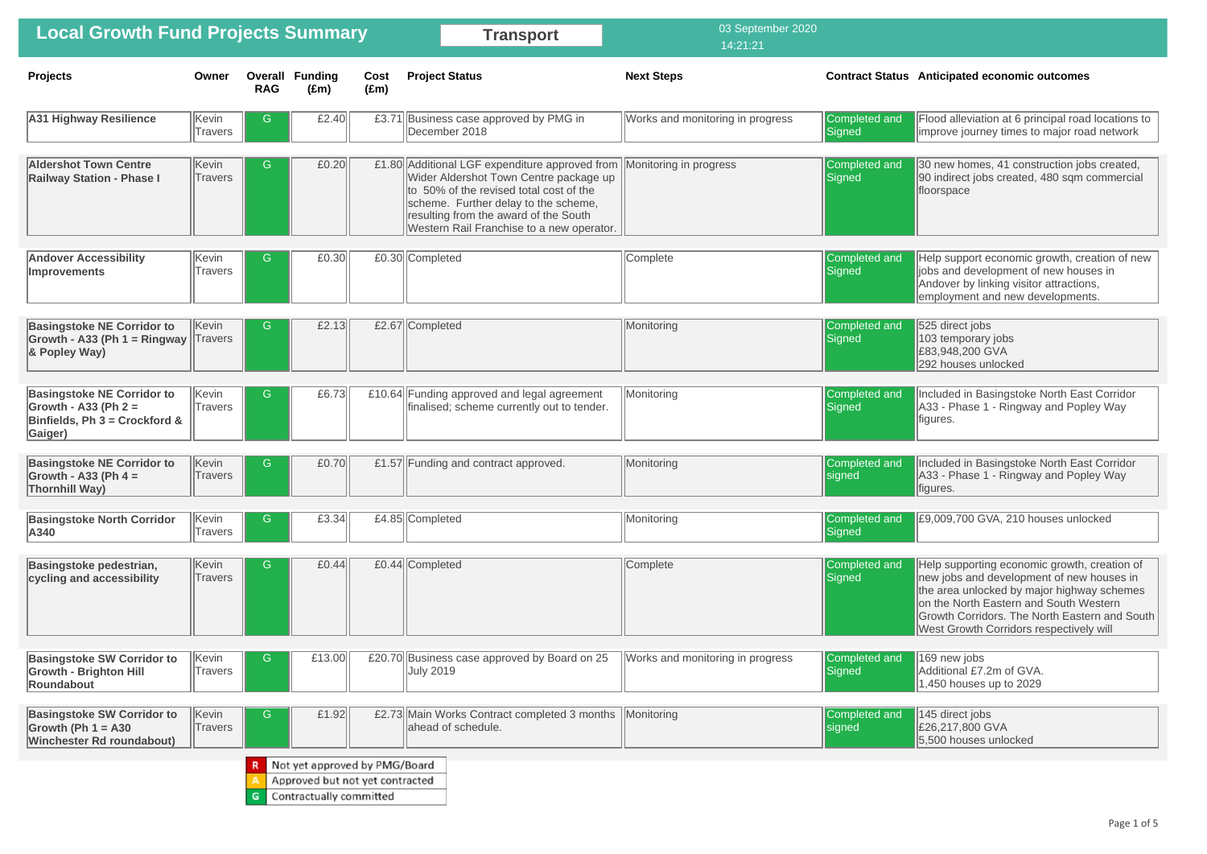# Local Growth Fund Projects Summary

**Transport**

03 September 2020
14:21:21

| Projects | Owner | Overall RAG | Funding (£m) | Cost (£m) | Project Status | Next Steps | Contract Status | Anticipated economic outcomes |
|---|---|---|---|---|---|---|---|---|
| **A31 Highway Resilience** | Kevin Travers | G | £2.40 | £3.71 | Business case approved by PMG in December 2018 | Works and monitoring in progress | Completed and Signed | Flood alleviation at 6 principal road locations to improve journey times to major road network |
| **Aldershot Town Centre Railway Station - Phase I** | Kevin Travers | G | £0.20 | £1.80 | Additional LGF expenditure approved from Wider Aldershot Town Centre package up to 50% of the revised total cost of the scheme. Further delay to the scheme, resulting from the award of the South Western Rail Franchise to a new operator. | Monitoring in progress | Completed and Signed | 30 new homes, 41 construction jobs created, 90 indirect jobs created, 480 sqm commercial floorspace |
| **Andover Accessibility Improvements** | Kevin Travers | G | £0.30 | £0.30 | Completed | Complete | Completed and Signed | Help support economic growth, creation of new jobs and development of new houses in Andover by linking visitor attractions, employment and new developments. |
| **Basingstoke NE Corridor to Growth - A33 (Ph 1 = Ringway & Popley Way)** | Kevin Travers | G | £2.13 | £2.67 | Completed | Monitoring | Completed and Signed | 525 direct jobs<br>103 temporary jobs<br>£83,948,200 GVA<br>292 houses unlocked |
| **Basingstoke NE Corridor to Growth - A33 (Ph 2 = Binfields, Ph 3 = Crockford & Gaiger)** | Kevin Travers | G | £6.73 | £10.64 | Funding approved and legal agreement finalised; scheme currently out to tender. | Monitoring | Completed and Signed | Included in Basingstoke North East Corridor A33 - Phase 1 - Ringway and Popley Way figures. |
| **Basingstoke NE Corridor to Growth - A33 (Ph 4 = Thornhill Way)** | Kevin Travers | G | £0.70 | £1.57 | Funding and contract approved. | Monitoring | Completed and signed | Included in Basingstoke North East Corridor A33 - Phase 1 - Ringway and Popley Way figures. |
| **Basingstoke North Corridor A340** | Kevin Travers | G | £3.34 | £4.85 | Completed | Monitoring | Completed and Signed | £9,009,700 GVA, 210 houses unlocked |
| **Basingstoke pedestrian, cycling and accessibility** | Kevin Travers | G | £0.44 | £0.44 | Completed | Complete | Completed and Signed | Help supporting economic growth, creation of new jobs and development of new houses in the area unlocked by major highway schemes on the North Eastern and South Western Growth Corridors. The North Eastern and South West Growth Corridors respectively will |
| **Basingstoke SW Corridor to Growth - Brighton Hill Roundabout** | Kevin Travers | G | £13.00 | £20.70 | Business case approved by Board on 25 July 2019 | Works and monitoring in progress | Completed and Signed | 169 new jobs<br>Additional £7.2m of GVA.<br>1,450 houses up to 2029 |
| **Basingstoke SW Corridor to Growth (Ph 1 = A30 Winchester Rd roundabout)** | Kevin Travers | G | £1.92 | £2.73 | Main Works Contract completed 3 months ahead of schedule. | Monitoring | Completed and signed | 145 direct jobs<br>£26,217,800 GVA<br>5,500 houses unlocked |

| | |
|---|---|
| R | Not yet approved by PMG/Board |
| A | Approved but not yet contracted |
| G | Contractually committed |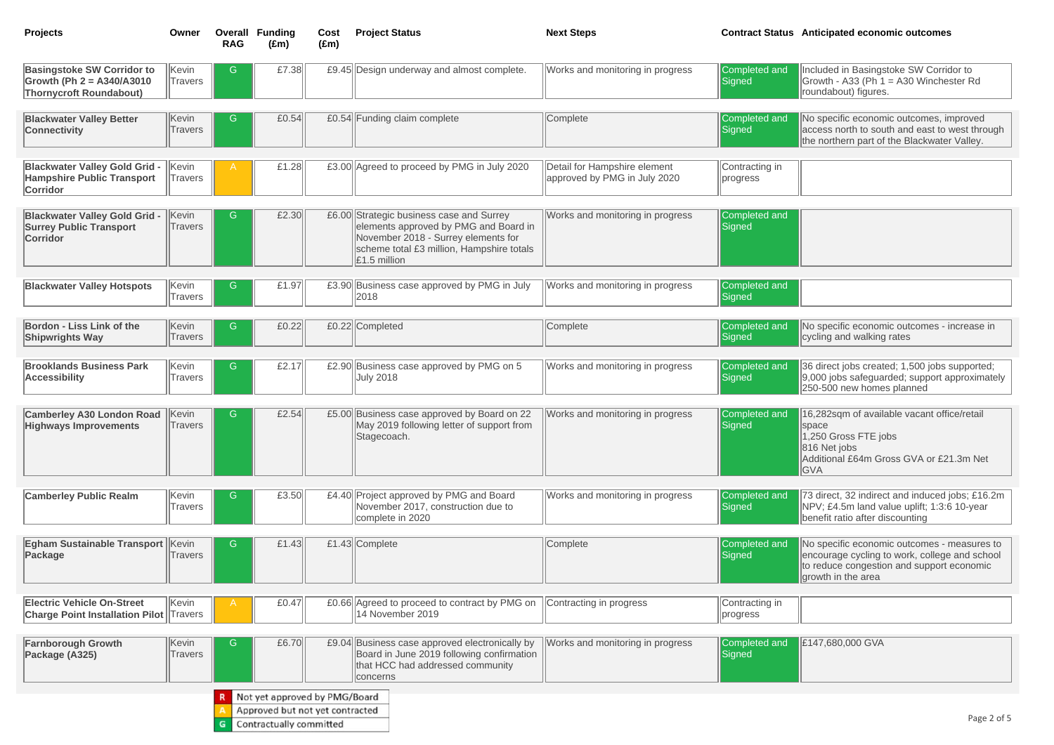| Projects | Owner | Overall RAG | Funding (£m) | Cost (£m) | Project Status | Next Steps | Contract Status | Anticipated economic outcomes |
|---|---|---|---|---|---|---|---|---|
| **Basingstoke SW Corridor to Growth (Ph 2 = A340/A3010 Thornycroft Roundabout)** | Kevin Travers | G | £7.38 | £9.45 | Design underway and almost complete. | Works and monitoring in progress | Completed and Signed | Included in Basingstoke SW Corridor to Growth - A33 (Ph 1 = A30 Winchester Rd roundabout) figures. |
| **Blackwater Valley Better Connectivity** | Kevin Travers | G | £0.54 | £0.54 | Funding claim complete | Complete | Completed and Signed | No specific economic outcomes, improved access north to south and east to west through the northern part of the Blackwater Valley. |
| **Blackwater Valley Gold Grid - Hampshire Public Transport Corridor** | Kevin Travers | A | £1.28 | £3.00 | Agreed to proceed by PMG in July 2020 | Detail for Hampshire element approved by PMG in July 2020 | Contracting in progress | |
| **Blackwater Valley Gold Grid - Surrey Public Transport Corridor** | Kevin Travers | G | £2.30 | £6.00 | Strategic business case and Surrey elements approved by PMG and Board in November 2018 - Surrey elements for scheme total £3 million, Hampshire totals £1.5 million | Works and monitoring in progress | Completed and Signed | |
| **Blackwater Valley Hotspots** | Kevin Travers | G | £1.97 | £3.90 | Business case approved by PMG in July 2018 | Works and monitoring in progress | Completed and Signed | |
| **Bordon - Liss Link of the Shipwrights Way** | Kevin Travers | G | £0.22 | £0.22 | Completed | Complete | Completed and Signed | No specific economic outcomes - increase in cycling and walking rates |
| **Brooklands Business Park Accessibility** | Kevin Travers | G | £2.17 | £2.90 | Business case approved by PMG on 5 July 2018 | Works and monitoring in progress | Completed and Signed | 36 direct jobs created; 1,500 jobs supported; 9,000 jobs safeguarded; support approximately 250-500 new homes planned |
| **Camberley A30 London Road Highways Improvements** | Kevin Travers | G | £2.54 | £5.00 | Business case approved by Board on 22 May 2019 following letter of support from Stagecoach. | Works and monitoring in progress | Completed and Signed | 16,282sqm of available vacant office/retail space<br>1,250 Gross FTE jobs<br>816 Net jobs<br>Additional £64m Gross GVA or £21.3m Net GVA |
| **Camberley Public Realm** | Kevin Travers | G | £3.50 | £4.40 | Project approved by PMG and Board November 2017, construction due to complete in 2020 | Works and monitoring in progress | Completed and Signed | 73 direct, 32 indirect and induced jobs; £16.2m NPV; £4.5m land value uplift; 1:3:6 10-year benefit ratio after discounting |
| **Egham Sustainable Transport Package** | Kevin Travers | G | £1.43 | £1.43 | Complete | Complete | Completed and Signed | No specific economic outcomes - measures to encourage cycling to work, college and school to reduce congestion and support economic growth in the area |
| **Electric Vehicle On-Street Charge Point Installation Pilot** | Kevin Travers | A | £0.47 | £0.66 | Agreed to proceed to contract by PMG on 14 November 2019 | Contracting in progress | Contracting in progress | |
| **Farnborough Growth Package (A325)** | Kevin Travers | G | £6.70 | £9.04 | Business case approved electronically by Board in June 2019 following confirmation that HCC had addressed community concerns | Works and monitoring in progress | Completed and Signed | £147,680,000 GVA |

| RAG | Meaning |
|---|---|
| R | Not yet approved by PMG/Board |
| A | Approved but not yet contracted |
| G | Contractually committed |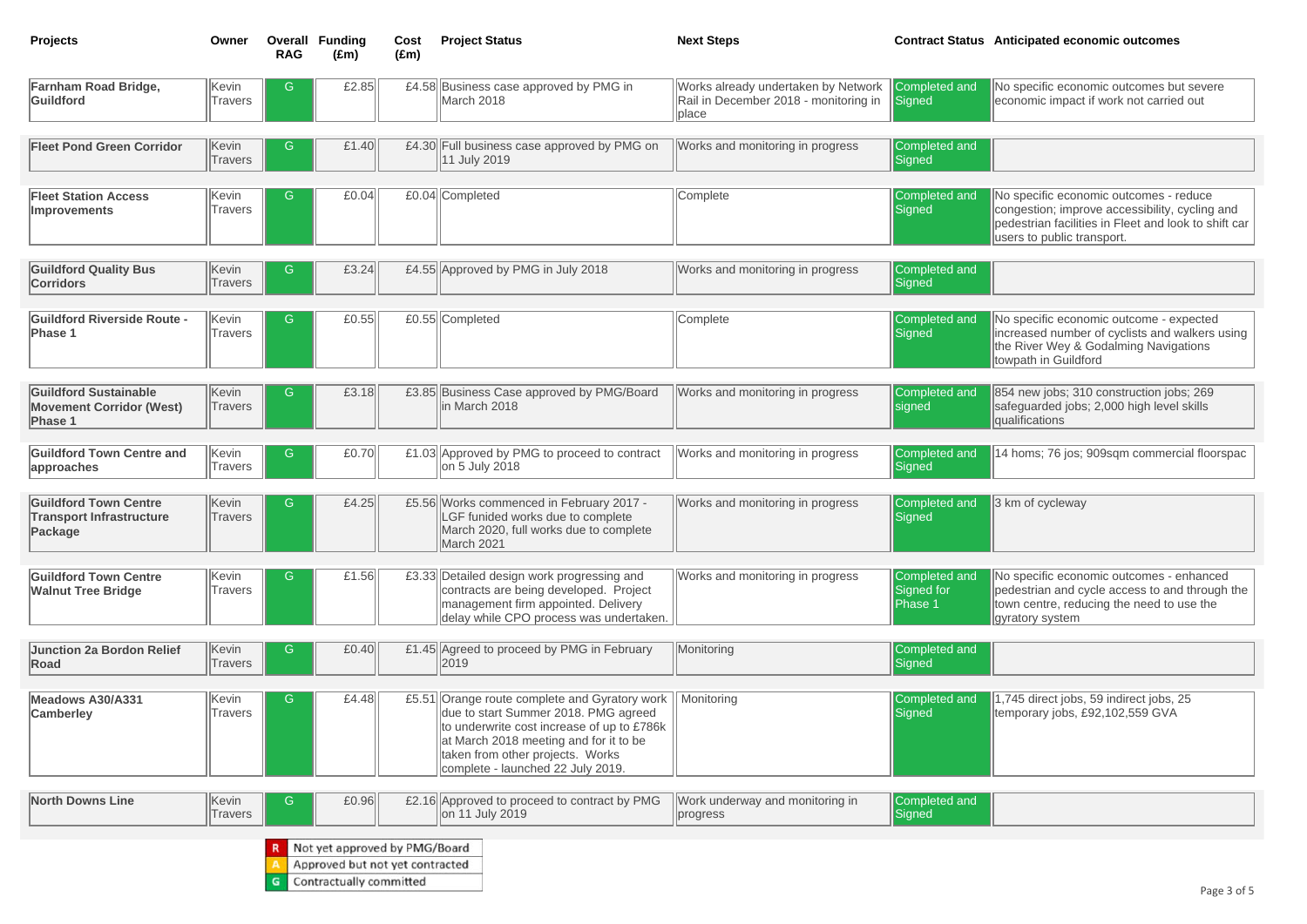| Projects | Owner | Overall RAG | Funding (£m) | Cost (£m) | Project Status | Next Steps | Contract Status | Anticipated economic outcomes |
|---|---|---|---|---|---|---|---|---|
| **Farnham Road Bridge, Guildford** | Kevin Travers | G | £2.85 | £4.58 | Business case approved by PMG in March 2018 | Works already undertaken by Network Rail in December 2018 - monitoring in place | Completed and Signed | No specific economic outcomes but severe economic impact if work not carried out |
| **Fleet Pond Green Corridor** | Kevin Travers | G | £1.40 | £4.30 | Full business case approved by PMG on 11 July 2019 | Works and monitoring in progress | Completed and Signed | |
| **Fleet Station Access Improvements** | Kevin Travers | G | £0.04 | £0.04 | Completed | Complete | Completed and Signed | No specific economic outcomes - reduce congestion; improve accessibility, cycling and pedestrian facilities in Fleet and look to shift car users to public transport. |
| **Guildford Quality Bus Corridors** | Kevin Travers | G | £3.24 | £4.55 | Approved by PMG in July 2018 | Works and monitoring in progress | Completed and Signed | |
| **Guildford Riverside Route - Phase 1** | Kevin Travers | G | £0.55 | £0.55 | Completed | Complete | Completed and Signed | No specific economic outcome - expected increased number of cyclists and walkers using the River Wey & Godalming Navigations towpath in Guildford |
| **Guildford Sustainable Movement Corridor (West) Phase 1** | Kevin Travers | G | £3.18 | £3.85 | Business Case approved by PMG/Board in March 2018 | Works and monitoring in progress | Completed and signed | 854 new jobs; 310 construction jobs; 269 safeguarded jobs; 2,000 high level skills qualifications |
| **Guildford Town Centre and approaches** | Kevin Travers | G | £0.70 | £1.03 | Approved by PMG to proceed to contract on 5 July 2018 | Works and monitoring in progress | Completed and Signed | 14 homs; 76 jos; 909sqm commercial floorspac |
| **Guildford Town Centre Transport Infrastructure Package** | Kevin Travers | G | £4.25 | £5.56 | Works commenced in February 2017 - LGF funided works due to complete March 2020, full works due to complete March 2021 | Works and monitoring in progress | Completed and Signed | 3 km of cycleway |
| **Guildford Town Centre Walnut Tree Bridge** | Kevin Travers | G | £1.56 | £3.33 | Detailed design work progressing and contracts are being developed. Project management firm appointed. Delivery delay while CPO process was undertaken. | Works and monitoring in progress | Completed and Signed for Phase 1 | No specific economic outcomes - enhanced pedestrian and cycle access to and through the town centre, reducing the need to use the gyratory system |
| **Junction 2a Bordon Relief Road** | Kevin Travers | G | £0.40 | £1.45 | Agreed to proceed by PMG in February 2019 | Monitoring | Completed and Signed | |
| **Meadows A30/A331 Camberley** | Kevin Travers | G | £4.48 | £5.51 | Orange route complete and Gyratory work due to start Summer 2018. PMG agreed to underwrite cost increase of up to £786k at March 2018 meeting and for it to be taken from other projects. Works complete - launched 22 July 2019. | Monitoring | Completed and Signed | 1,745 direct jobs, 59 indirect jobs, 25 temporary jobs, £92,102,559 GVA |
| **North Downs Line** | Kevin Travers | G | £0.96 | £2.16 | Approved to proceed to contract by PMG on 11 July 2019 | Work underway and monitoring in progress | Completed and Signed | |

| | |
|---|---|
| R | Not yet approved by PMG/Board |
| A | Approved but not yet contracted |
| G | Contractually committed |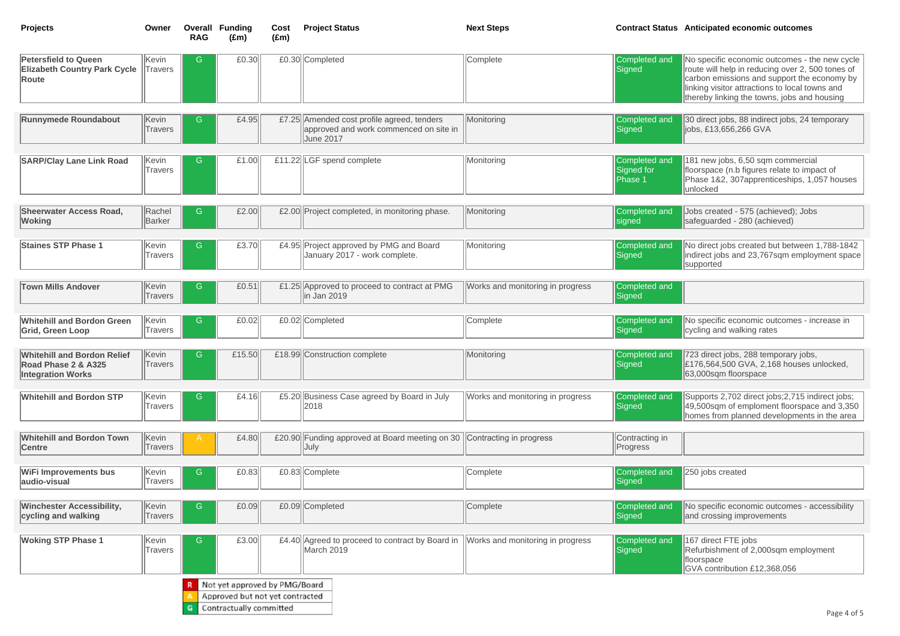| Projects | Owner | Overall RAG | Funding (£m) | Cost (£m) | Project Status | Next Steps | Contract Status | Anticipated economic outcomes |
|---|---|---|---|---|---|---|---|---|
| **Petersfield to Queen Elizabeth Country Park Cycle Route** | Kevin Travers | G | £0.30 | £0.30 | Completed | Complete | Completed and Signed | No specific economic outcomes - the new cycle route will help in reducing over 2, 500 tones of carbon emissions and support the economy by linking visitor attractions to local towns and thereby linking the towns, jobs and housing |
| **Runnymede Roundabout** | Kevin Travers | G | £4.95 | £7.25 | Amended cost profile agreed, tenders approved and work commenced on site in June 2017 | Monitoring | Completed and Signed | 30 direct jobs, 88 indirect jobs, 24 temporary jobs, £13,656,266 GVA |
| **SARP/Clay Lane Link Road** | Kevin Travers | G | £1.00 | £11.22 | LGF spend complete | Monitoring | Completed and Signed for Phase 1 | 181 new jobs, 6,50 sqm commercial floorspace (n.b figures relate to impact of Phase 1&2, 307apprenticeships, 1,057 houses unlocked |
| **Sheerwater Access Road, Woking** | Rachel Barker | G | £2.00 | £2.00 | Project completed, in monitoring phase. | Monitoring | Completed and signed | Jobs created - 575 (achieved); Jobs safeguarded - 280 (achieved) |
| **Staines STP Phase 1** | Kevin Travers | G | £3.70 | £4.95 | Project approved by PMG and Board January 2017 - work complete. | Monitoring | Completed and Signed | No direct jobs created but between 1,788-1842 indirect jobs and 23,767sqm employment space supported |
| **Town Mills Andover** | Kevin Travers | G | £0.51 | £1.25 | Approved to proceed to contract at PMG in Jan 2019 | Works and monitoring in progress | Completed and Signed | |
| **Whitehill and Bordon Green Grid, Green Loop** | Kevin Travers | G | £0.02 | £0.02 | Completed | Complete | Completed and Signed | No specific economic outcomes - increase in cycling and walking rates |
| **Whitehill and Bordon Relief Road Phase 2 & A325 Integration Works** | Kevin Travers | G | £15.50 | £18.99 | Construction complete | Monitoring | Completed and Signed | 723 direct jobs, 288 temporary jobs, £176,564,500 GVA, 2,168 houses unlocked, 63,000sqm floorspace |
| **Whitehill and Bordon STP** | Kevin Travers | G | £4.16 | £5.20 | Business Case agreed by Board in July 2018 | Works and monitoring in progress | Completed and Signed | Supports 2,702 direct jobs;2,715 indirect jobs; 49,500sqm of emploment floorspace and 3,350 homes from planned developments in the area |
| **Whitehill and Bordon Town Centre** | Kevin Travers | A | £4.80 | £20.90 | Funding approved at Board meeting on 30 July | Contracting in progress | Contracting in Progress | |
| **WiFi Improvements bus audio-visual** | Kevin Travers | G | £0.83 | £0.83 | Complete | Complete | Completed and Signed | 250 jobs created |
| **Winchester Accessibility, cycling and walking** | Kevin Travers | G | £0.09 | £0.09 | Completed | Complete | Completed and Signed | No specific economic outcomes - accessibility and crossing improvements |
| **Woking STP Phase 1** | Kevin Travers | G | £3.00 | £4.40 | Agreed to proceed to contract by Board in March 2019 | Works and monitoring in progress | Completed and Signed | 167 direct FTE jobs<br>Refurbishment of 2,000sqm employment floorspace<br>GVA contribution £12,368,056 |

| | |
|---|---|
| R | Not yet approved by PMG/Board |
| A | Approved but not yet contracted |
| G | Contractually committed |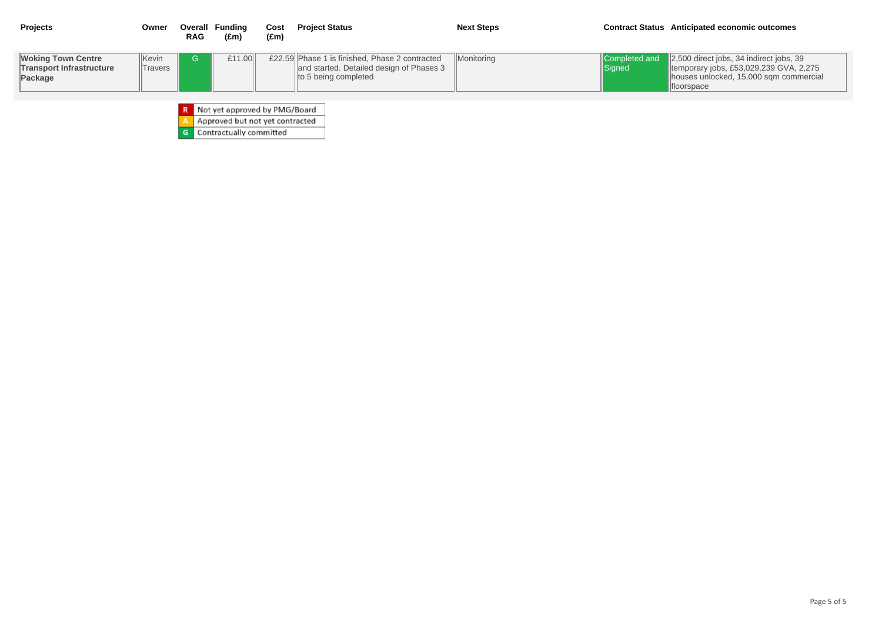| Projects | Owner | Overall RAG | Funding (£m) | Cost (£m) | Project Status | Next Steps | Contract Status | Anticipated economic outcomes |
|---|---|---|---|---|---|---|---|---|
| **Woking Town Centre Transport Infrastructure Package** | Kevin Travers | G | £11.00 | £22.59 | Phase 1 is finished, Phase 2 contracted and started. Detailed design of Phases 3 to 5 being completed | Monitoring | Completed and Signed | 2,500 direct jobs, 34 indirect jobs, 39 temporary jobs, £53,029,239 GVA, 2,275 houses unlocked, 15,000 sqm commercial floorspace |

| | |
|---|---|
| R | Not yet approved by PMG/Board |
| A | Approved but not yet contracted |
| G | Contractually committed |